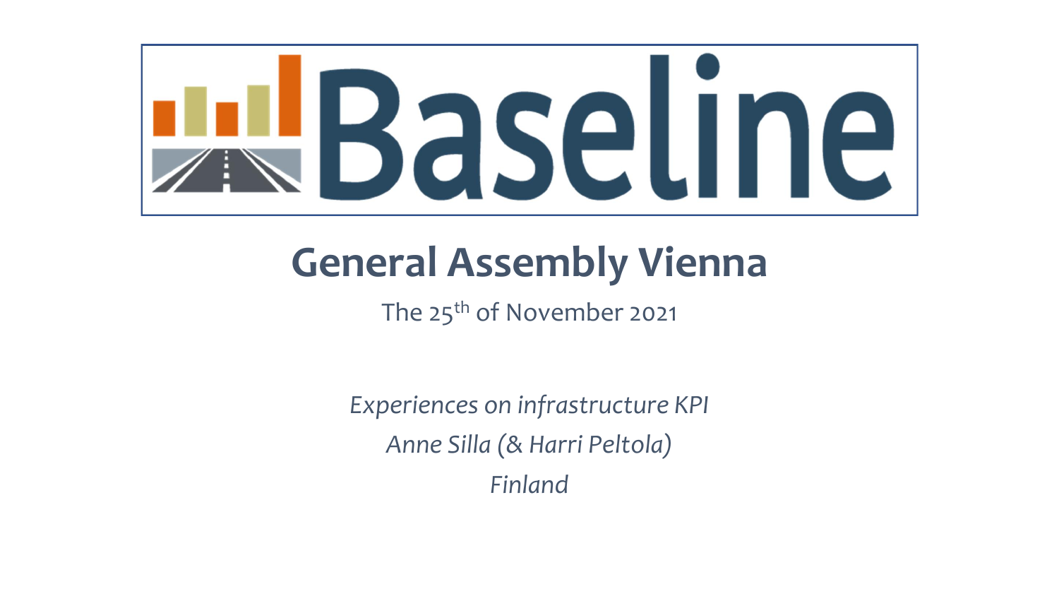# Baseline

## General Assembly Vienna

The 25th of November 2021

*Experiences on infrastructure KPI*

*Anne Silla (& Harri Peltola)*

*Finland*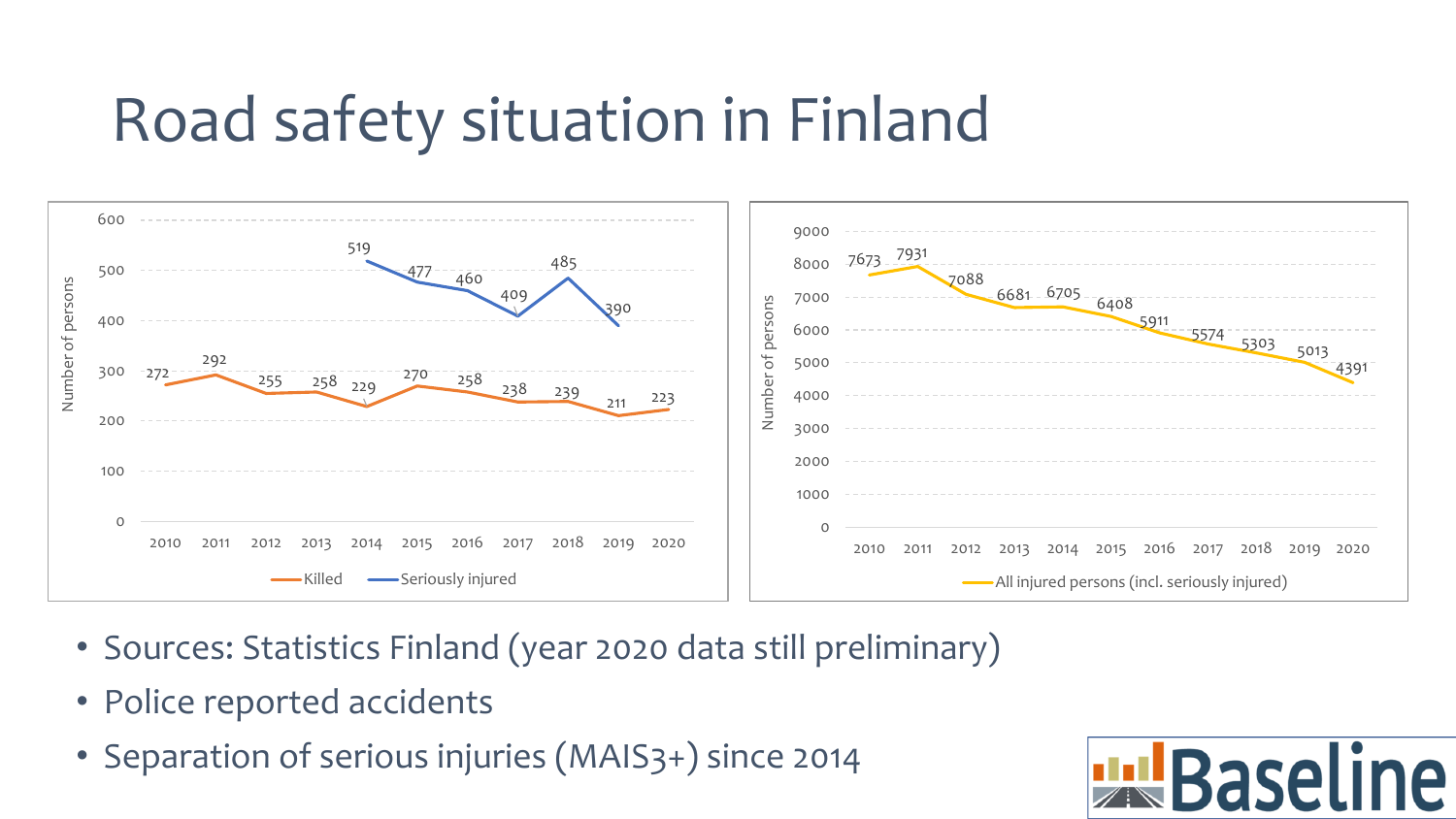# Road safety situation in Finland

| Year | Killed | Seriously injured | All injured persons (incl. seriously injured) |
|---|---|---|---|
| 2010 | 272 | | 7673 |
| 2011 | 292 | | 7931 |
| 2012 | 255 | | 7088 |
| 2013 | 258 | | 6681 |
| 2014 | 229 | 519 | 6705 |
| 2015 | 270 | 477 | 6408 |
| 2016 | 258 | 460 | 5911 |
| 2017 | 238 | 409 | 5574 |
| 2018 | 239 | 485 | 5303 |
| 2019 | 211 | 390 | 5013 |
| 2020 | 223 | | 4391 |

- Sources: Statistics Finland (year 2020 data still preliminary)
- Police reported accidents
- Separation of serious injuries (MAIS3+) since 2014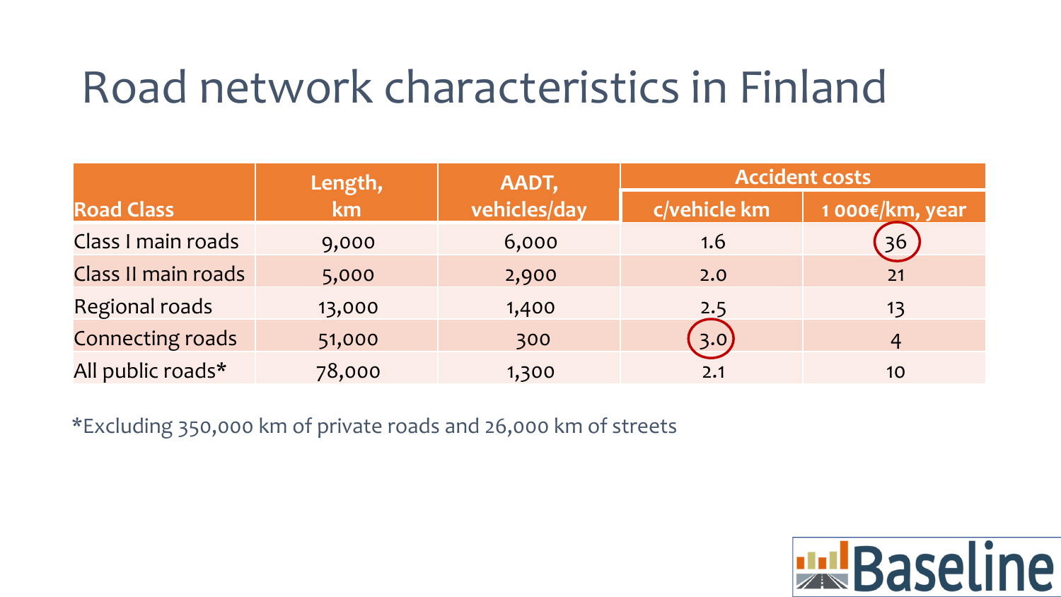# Road network characteristics in Finland

| Road Class | Length, km | AADT, vehicles/day | Accident costs | |
|---|---|---|---|---|
| | | | c/vehicle km | 1 000€/km, year |
| Class I main roads | 9,000 | 6,000 | 1.6 | 36 |
| Class II main roads | 5,000 | 2,900 | 2.0 | 21 |
| Regional roads | 13,000 | 1,400 | 2.5 | 13 |
| Connecting roads | 51,000 | 300 | 3.0 | 4 |
| All public roads* | 78,000 | 1,300 | 2.1 | 10 |

*Excluding 350,000 km of private roads and 26,000 km of streets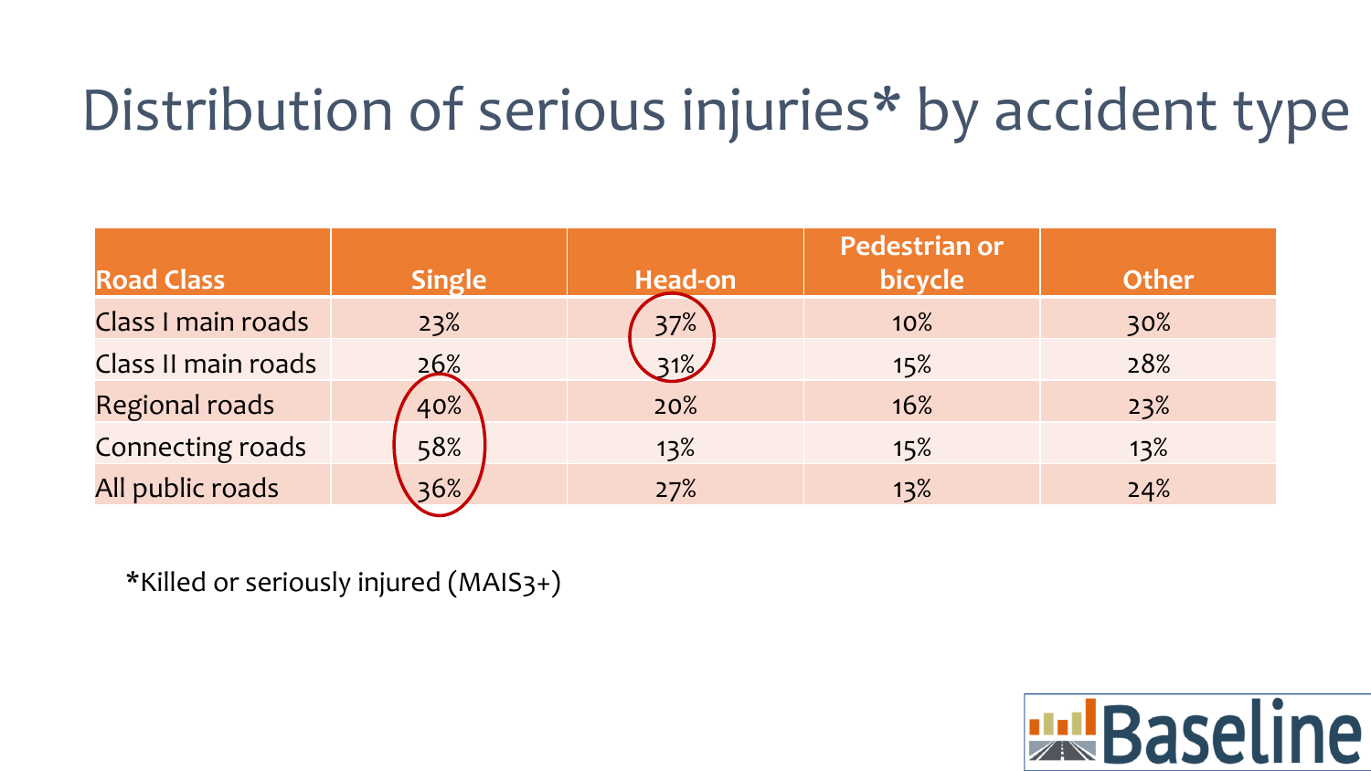# Distribution of serious injuries* by accident type

| Road Class | Single | Head-on | Pedestrian or bicycle | Other |
|---|---|---|---|---|
| Class I main roads | 23% | 37% | 10% | 30% |
| Class II main roads | 26% | 31% | 15% | 28% |
| Regional roads | 40% | 20% | 16% | 23% |
| Connecting roads | 58% | 13% | 15% | 13% |
| All public roads | 36% | 27% | 13% | 24% |

*Killed or seriously injured (MAIS3+)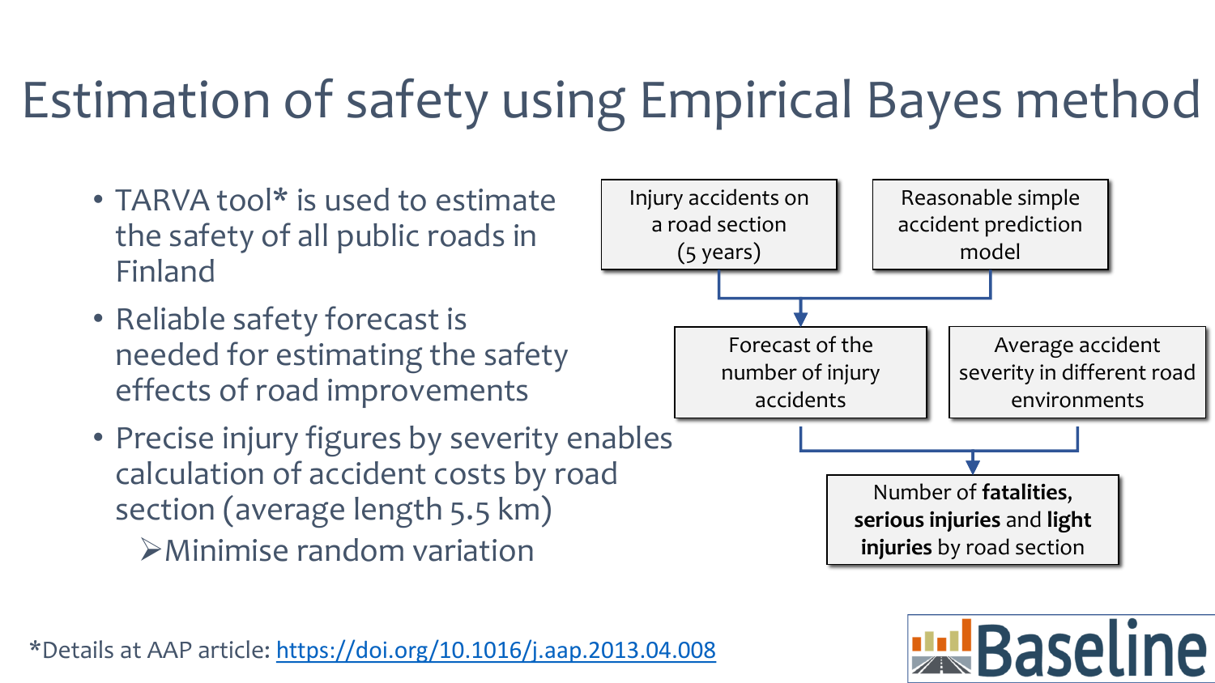# Estimation of safety using Empirical Bayes method

- TARVA tool* is used to estimate the safety of all public roads in Finland
- Reliable safety forecast is needed for estimating the safety effects of road improvements
- Precise injury figures by severity enables calculation of accident costs by road section (average length 5.5 km)
  - ➢Minimise random variation

Injury accidents on a road section (5 years)

Reasonable simple accident prediction model

Forecast of the number of injury accidents

Average accident severity in different road environments

Number of **fatalities**, **serious injuries** and **light injuries** by road section

*Details at AAP article: https://doi.org/10.1016/j.aap.2013.04.008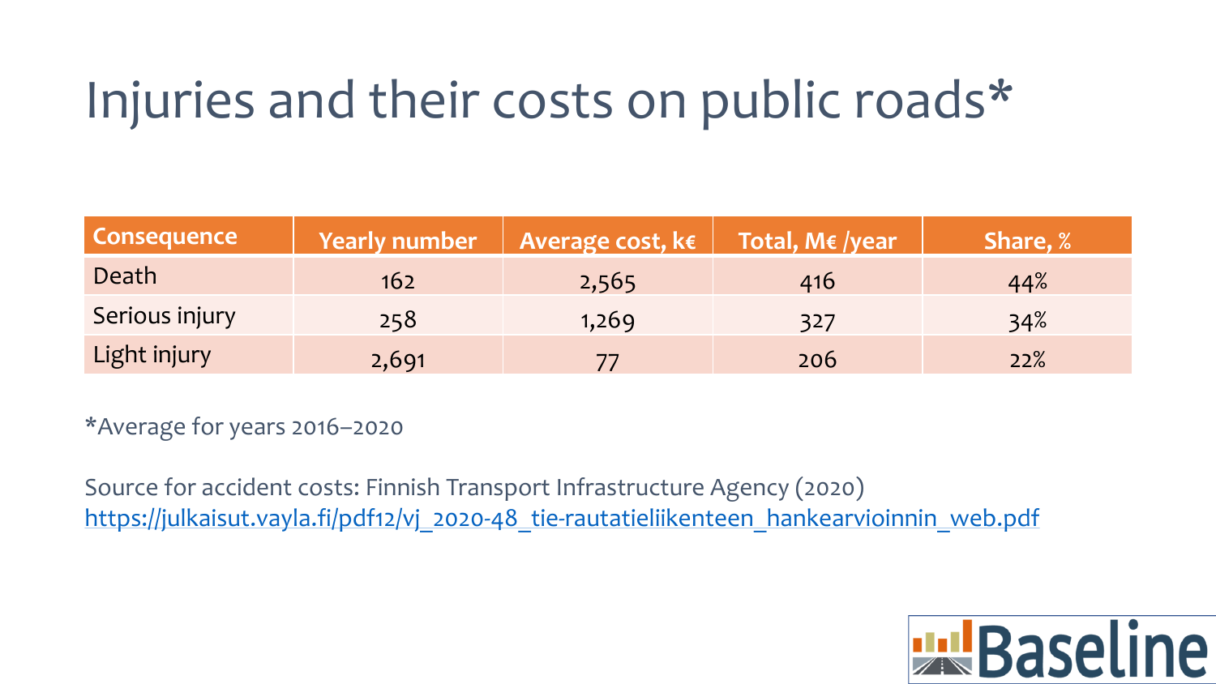# Injuries and their costs on public roads*

| Consequence | Yearly number | Average cost, k€ | Total, M€ /year | Share, % |
|---|---|---|---|---|
| Death | 162 | 2,565 | 416 | 44% |
| Serious injury | 258 | 1,269 | 327 | 34% |
| Light injury | 2,691 | 77 | 206 | 22% |

*Average for years 2016–2020

Source for accident costs: Finnish Transport Infrastructure Agency (2020)
https://julkaisut.vayla.fi/pdf12/vj_2020-48_tie-rautatieliikenteen_hankearvioinnin_web.pdf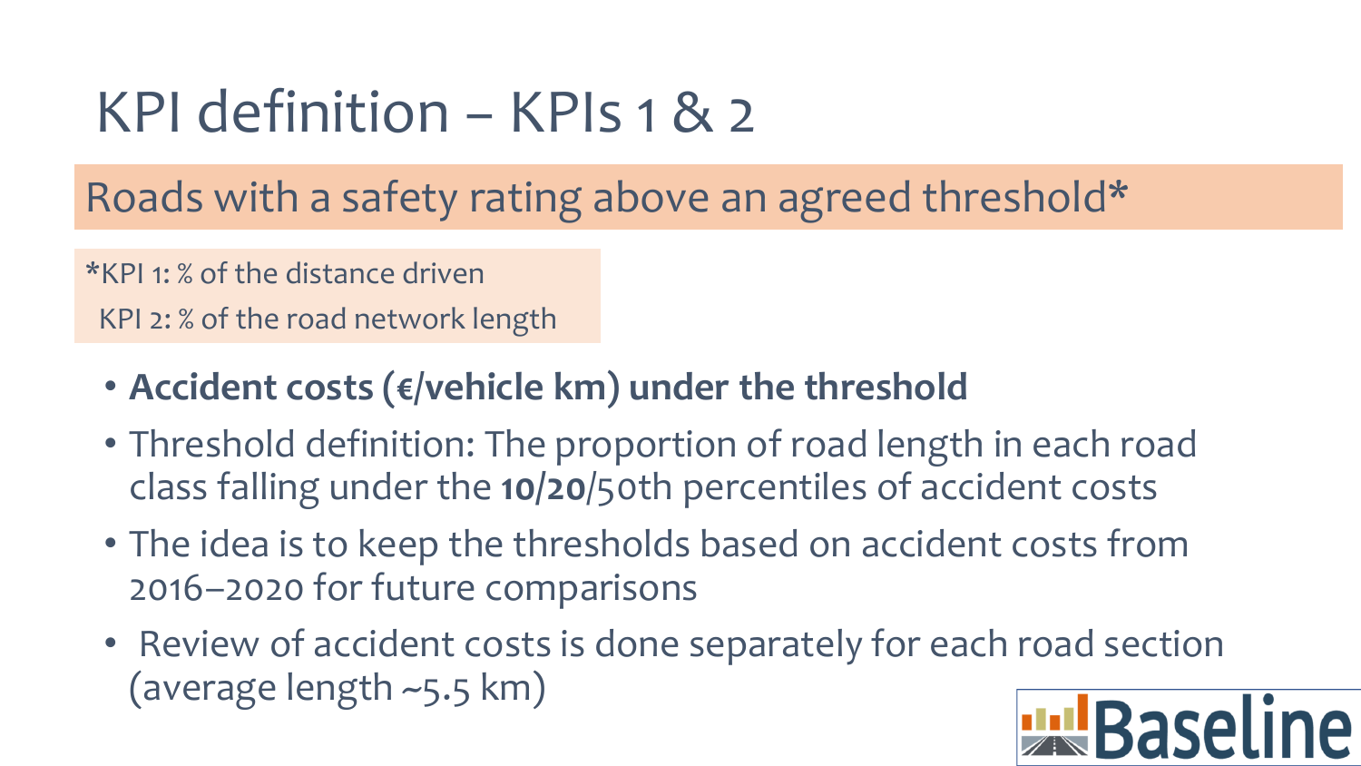# KPI definition – KPIs 1 & 2

## Roads with a safety rating above an agreed threshold*

*KPI 1: % of the distance driven
KPI 2: % of the road network length

- **Accident costs (€/vehicle km) under the threshold**
- Threshold definition: The proportion of road length in each road class falling under the **10/20**/50th percentiles of accident costs
- The idea is to keep the thresholds based on accident costs from 2016–2020 for future comparisons
- Review of accident costs is done separately for each road section (average length ~5.5 km)

Baseline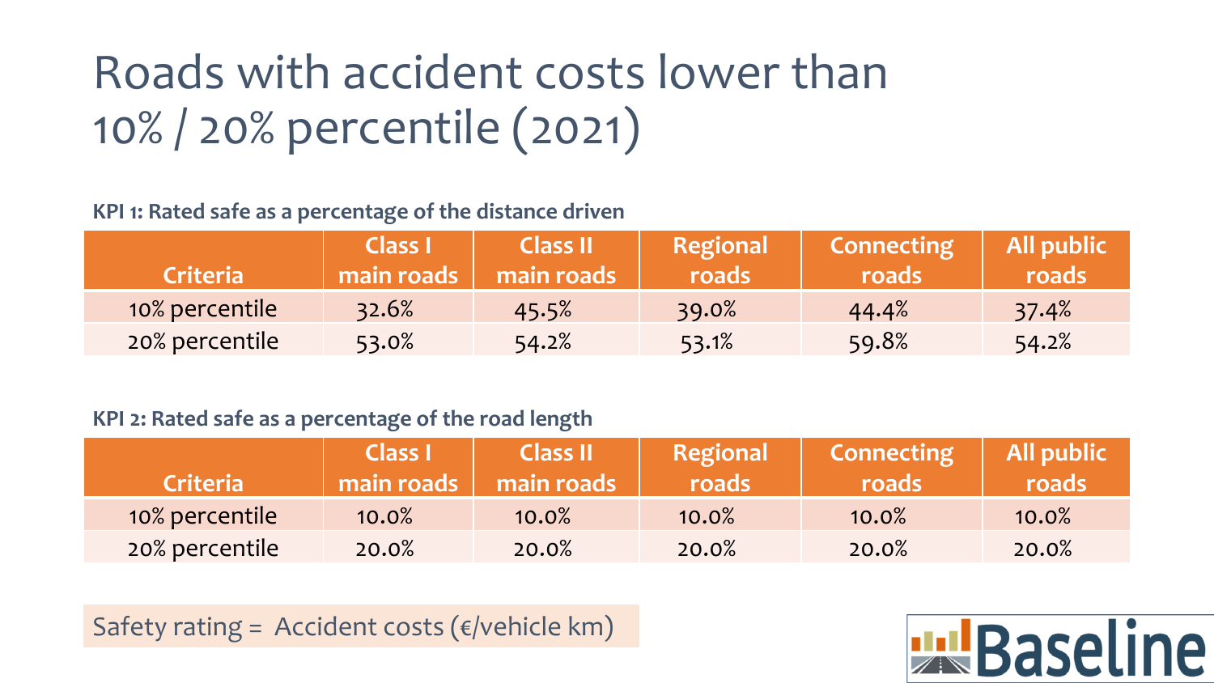# Roads with accident costs lower than 10% / 20% percentile (2021)

**KPI 1: Rated safe as a percentage of the distance driven**

| Criteria | Class I main roads | Class II main roads | Regional roads | Connecting roads | All public roads |
|---|---|---|---|---|---|
| 10% percentile | 32.6% | 45.5% | 39.0% | 44.4% | 37.4% |
| 20% percentile | 53.0% | 54.2% | 53.1% | 59.8% | 54.2% |

**KPI 2: Rated safe as a percentage of the road length**

| Criteria | Class I main roads | Class II main roads | Regional roads | Connecting roads | All public roads |
|---|---|---|---|---|---|
| 10% percentile | 10.0% | 10.0% | 10.0% | 10.0% | 10.0% |
| 20% percentile | 20.0% | 20.0% | 20.0% | 20.0% | 20.0% |

Safety rating = Accident costs (€/vehicle km)

Baseline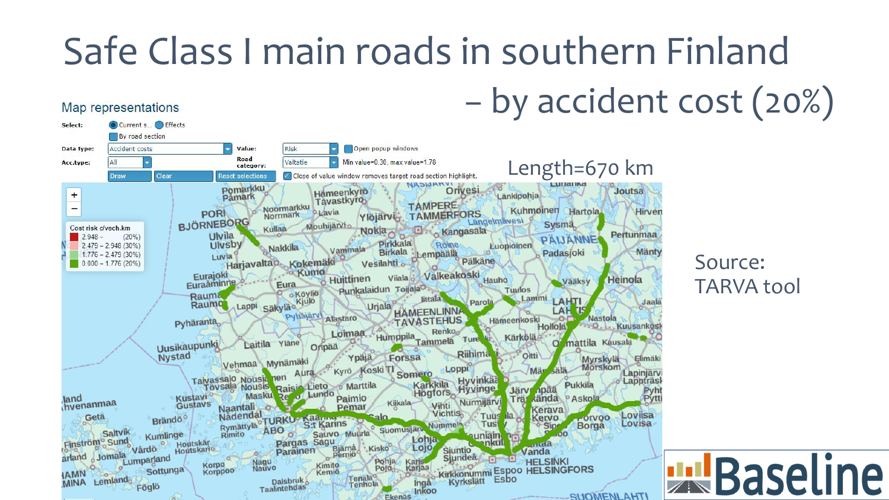# Safe Class I main roads in southern Finland – by accident cost (20%)

Length=670 km

Source: TARVA tool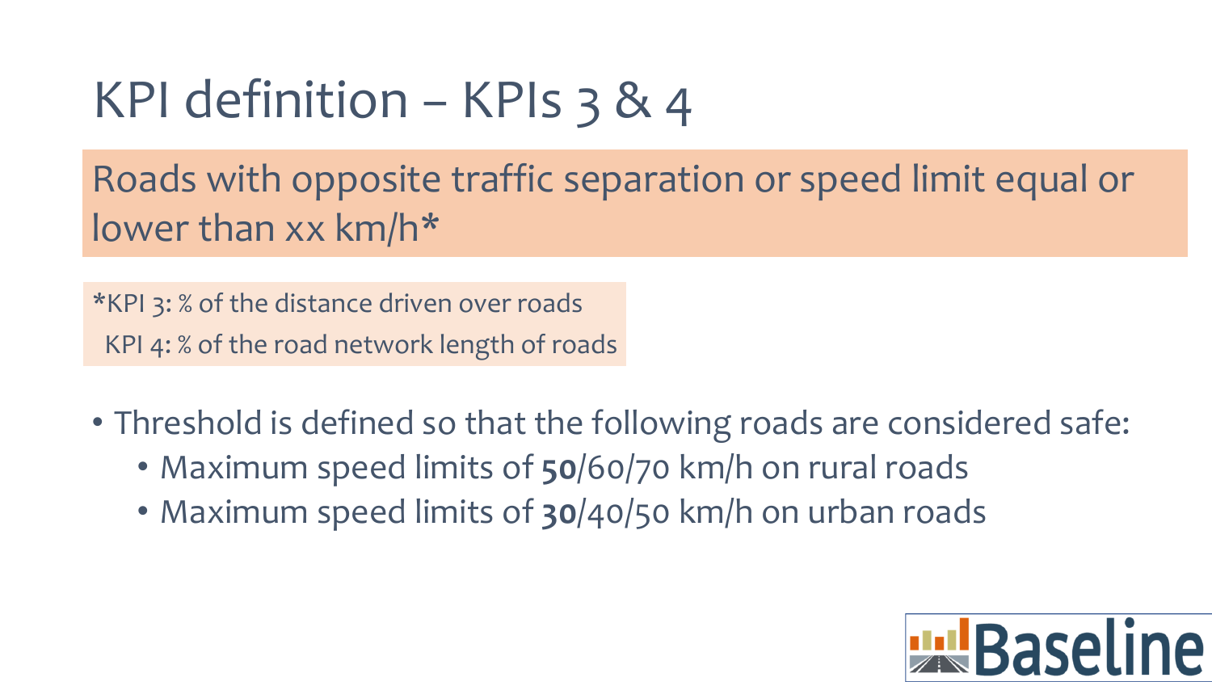# KPI definition – KPIs 3 & 4

Roads with opposite traffic separation or speed limit equal or lower than xx km/h*

*KPI 3: % of the distance driven over roads
KPI 4: % of the road network length of roads

- Threshold is defined so that the following roads are considered safe:
  - Maximum speed limits of **50**/60/70 km/h on rural roads
  - Maximum speed limits of **30**/40/50 km/h on urban roads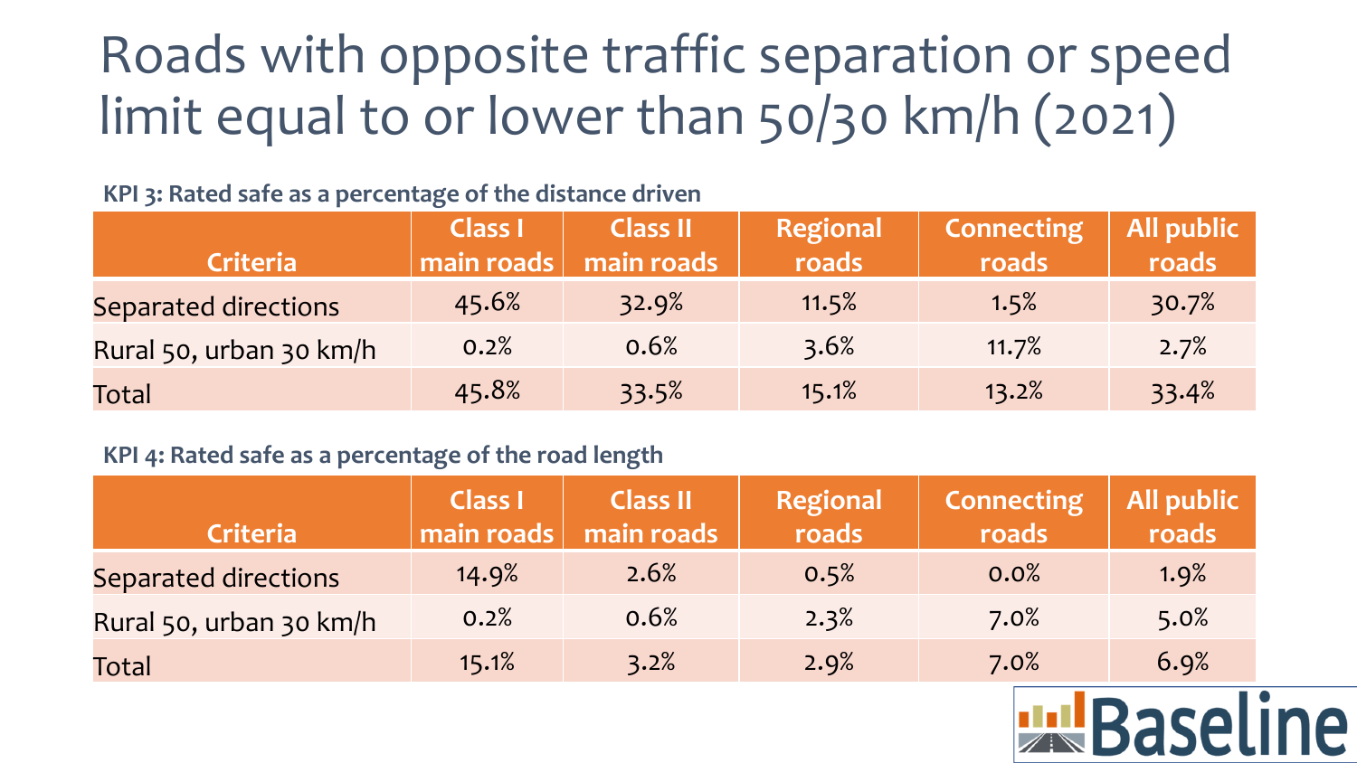# Roads with opposite traffic separation or speed limit equal to or lower than 50/30 km/h (2021)

**KPI 3: Rated safe as a percentage of the distance driven**

| Criteria | Class I main roads | Class II main roads | Regional roads | Connecting roads | All public roads |
|---|---|---|---|---|---|
| Separated directions | 45.6% | 32.9% | 11.5% | 1.5% | 30.7% |
| Rural 50, urban 30 km/h | 0.2% | 0.6% | 3.6% | 11.7% | 2.7% |
| Total | 45.8% | 33.5% | 15.1% | 13.2% | 33.4% |

**KPI 4: Rated safe as a percentage of the road length**

| Criteria | Class I main roads | Class II main roads | Regional roads | Connecting roads | All public roads |
|---|---|---|---|---|---|
| Separated directions | 14.9% | 2.6% | 0.5% | 0.0% | 1.9% |
| Rural 50, urban 30 km/h | 0.2% | 0.6% | 2.3% | 7.0% | 5.0% |
| Total | 15.1% | 3.2% | 2.9% | 7.0% | 6.9% |

Baseline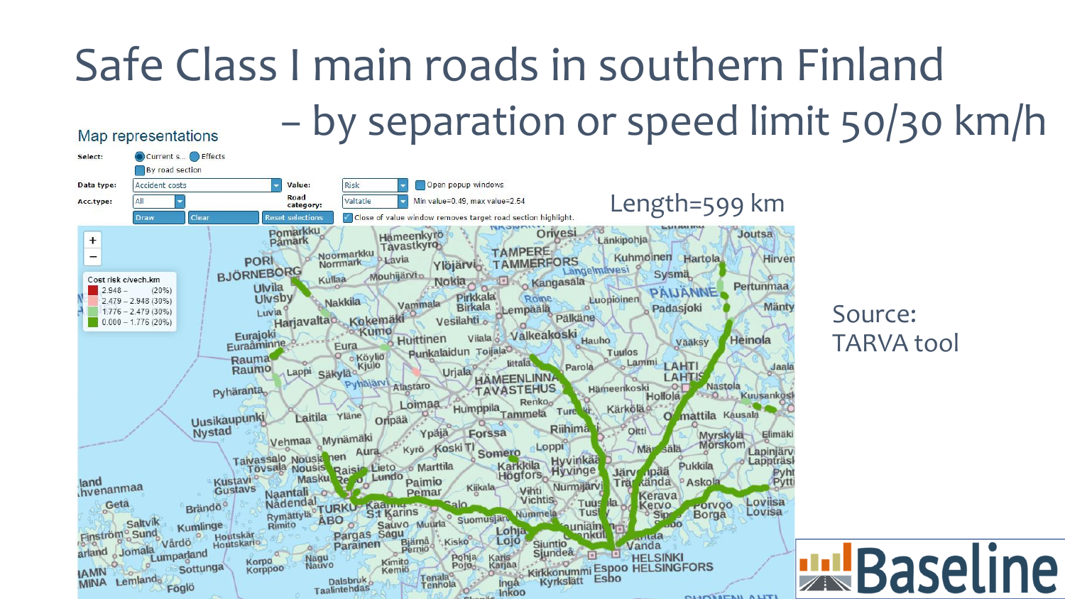# Safe Class I main roads in southern Finland – by separation or speed limit 50/30 km/h

Length=599 km

Source: TARVA tool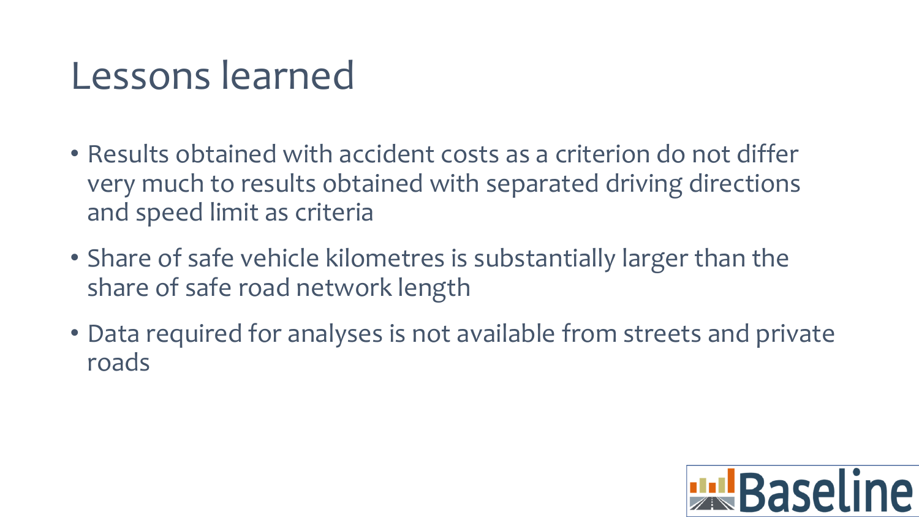# Lessons learned

- Results obtained with accident costs as a criterion do not differ very much to results obtained with separated driving directions and speed limit as criteria
- Share of safe vehicle kilometres is substantially larger than the share of safe road network length
- Data required for analyses is not available from streets and private roads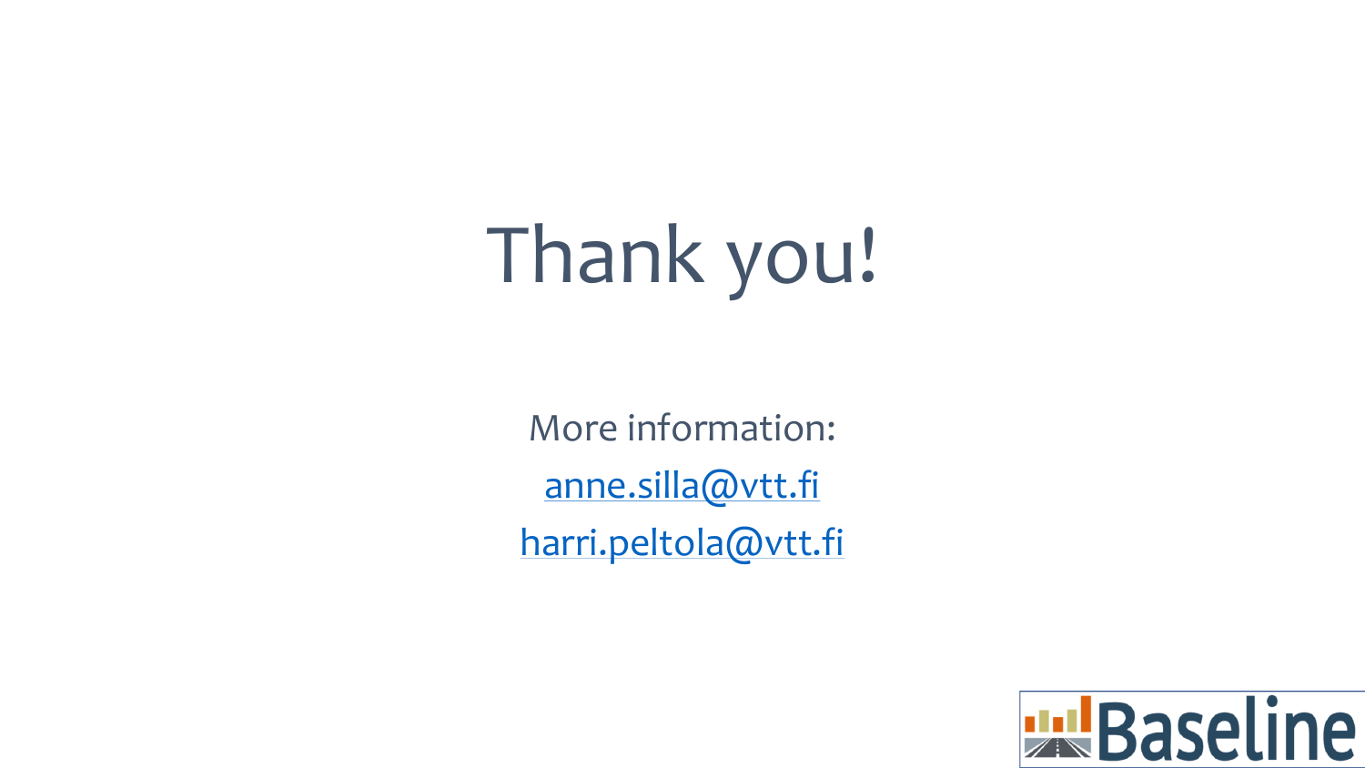# Thank you!

More information:

anne.silla@vtt.fi

harri.peltola@vtt.fi

Baseline